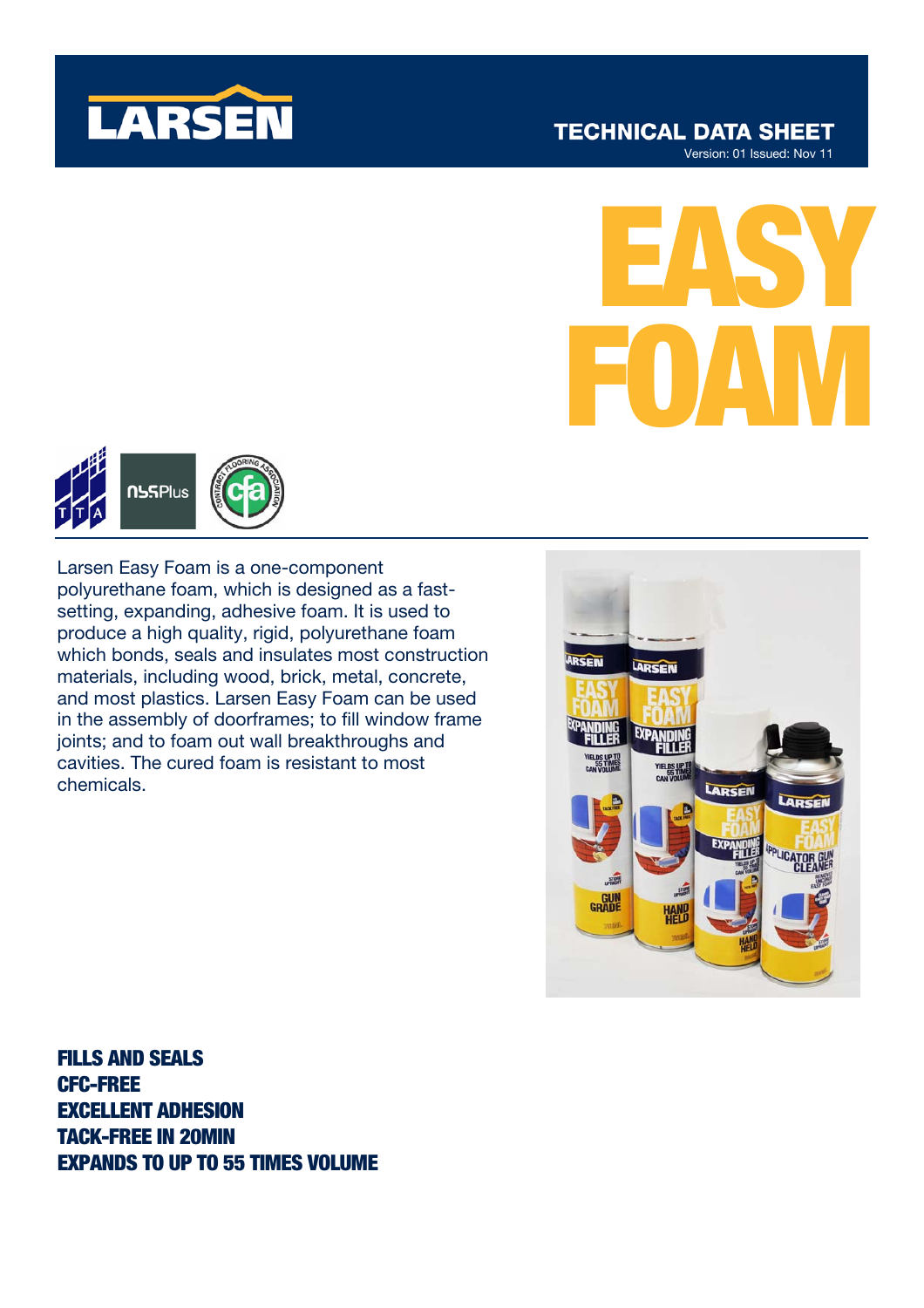LARSEN

**TECHNICAL DATA SHEET**
Version: 01 Issued: Nov 11

# EASY FOAM

Larsen Easy Foam is a one-component polyurethane foam, which is designed as a fast-setting, expanding, adhesive foam. It is used to produce a high quality, rigid, polyurethane foam which bonds, seals and insulates most construction materials, including wood, brick, metal, concrete, and most plastics. Larsen Easy Foam can be used in the assembly of doorframes; to fill window frame joints; and to foam out wall breakthroughs and cavities. The cured foam is resistant to most chemicals.

**FILLS AND SEALS**
**CFC-FREE**
**EXCELLENT ADHESION**
**TACK-FREE IN 20MIN**
**EXPANDS TO UP TO 55 TIMES VOLUME**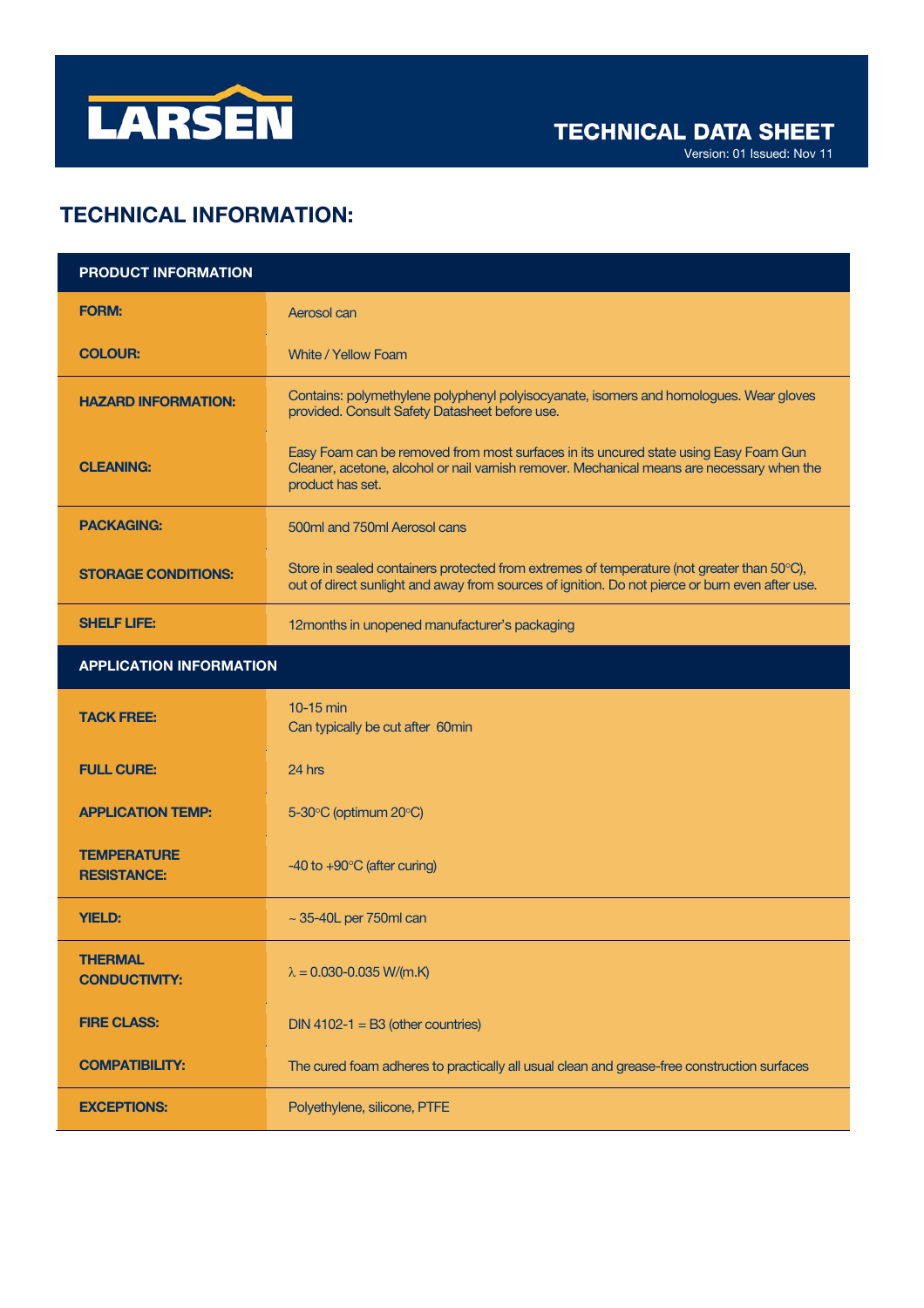# LARSEN

## TECHNICAL DATA SHEET

Version: 01 Issued: Nov 11

## TECHNICAL INFORMATION:

| PRODUCT INFORMATION | |
|---|---|
| **FORM:** | Aerosol can |
| **COLOUR:** | White / Yellow Foam |
| **HAZARD INFORMATION:** | Contains: polymethylene polyphenyl polyisocyanate, isomers and homologues. Wear gloves provided. Consult Safety Datasheet before use. |
| **CLEANING:** | Easy Foam can be removed from most surfaces in its uncured state using Easy Foam Gun Cleaner, acetone, alcohol or nail varnish remover. Mechanical means are necessary when the product has set. |
| **PACKAGING:** | 500ml and 750ml Aerosol cans |
| **STORAGE CONDITIONS:** | Store in sealed containers protected from extremes of temperature (not greater than 50°C), out of direct sunlight and away from sources of ignition. Do not pierce or burn even after use. |
| **SHELF LIFE:** | 12months in unopened manufacturer's packaging |
| **APPLICATION INFORMATION** | |
| **TACK FREE:** | 10-15 min<br>Can typically be cut after 60min |
| **FULL CURE:** | 24 hrs |
| **APPLICATION TEMP:** | 5-30°C (optimum 20°C) |
| **TEMPERATURE RESISTANCE:** | -40 to +90°C (after curing) |
| **YIELD:** | ~ 35-40L per 750ml can |
| **THERMAL CONDUCTIVITY:** | $\lambda$ = 0.030-0.035 W/(m.K) |
| **FIRE CLASS:** | DIN 4102-1 = B3 (other countries) |
| **COMPATIBILITY:** | The cured foam adheres to practically all usual clean and grease-free construction surfaces |
| **EXCEPTIONS:** | Polyethylene, silicone, PTFE |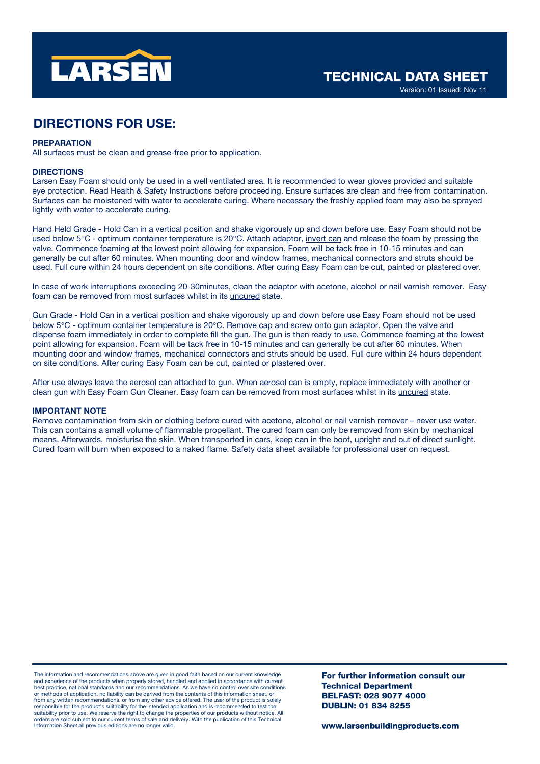# DIRECTIONS FOR USE:

### PREPARATION

All surfaces must be clean and grease-free prior to application.

### DIRECTIONS

Larsen Easy Foam should only be used in a well ventilated area. It is recommended to wear gloves provided and suitable eye protection. Read Health & Safety Instructions before proceeding. Ensure surfaces are clean and free from contamination. Surfaces can be moistened with water to accelerate curing. Where necessary the freshly applied foam may also be sprayed lightly with water to accelerate curing.

Hand Held Grade - Hold Can in a vertical position and shake vigorously up and down before use. Easy Foam should not be used below 5°C - optimum container temperature is 20°C. Attach adaptor, invert can and release the foam by pressing the valve. Commence foaming at the lowest point allowing for expansion. Foam will be tack free in 10-15 minutes and can generally be cut after 60 minutes. When mounting door and window frames, mechanical connectors and struts should be used. Full cure within 24 hours dependent on site conditions. After curing Easy Foam can be cut, painted or plastered over.

In case of work interruptions exceeding 20-30minutes, clean the adaptor with acetone, alcohol or nail varnish remover. Easy foam can be removed from most surfaces whilst in its uncured state.

Gun Grade - Hold Can in a vertical position and shake vigorously up and down before use Easy Foam should not be used below 5°C - optimum container temperature is 20°C. Remove cap and screw onto gun adaptor. Open the valve and dispense foam immediately in order to complete fill the gun. The gun is then ready to use. Commence foaming at the lowest point allowing for expansion. Foam will be tack free in 10-15 minutes and can generally be cut after 60 minutes. When mounting door and window frames, mechanical connectors and struts should be used. Full cure within 24 hours dependent on site conditions. After curing Easy Foam can be cut, painted or plastered over.

After use always leave the aerosol can attached to gun. When aerosol can is empty, replace immediately with another or clean gun with Easy Foam Gun Cleaner. Easy foam can be removed from most surfaces whilst in its uncured state.

### IMPORTANT NOTE

Remove contamination from skin or clothing before cured with acetone, alcohol or nail varnish remover – never use water. This can contains a small volume of flammable propellant. The cured foam can only be removed from skin by mechanical means. Afterwards, moisturise the skin. When transported in cars, keep can in the boot, upright and out of direct sunlight. Cured foam will burn when exposed to a naked flame. Safety data sheet available for professional user on request.

The information and recommendations above are given in good faith based on our current knowledge and experience of the products when properly stored, handled and applied in accordance with current best practice, national standards and our recommendations. As we have no control over site conditions or methods of application, no liability can be derived from the contents of this information sheet, or from any written recommendations, or from any other advice offered. The user of the product is solely responsible for the product's suitability for the intended application and is recommended to test the suitability prior to use. We reserve the right to change the properties of our products without notice. All orders are sold subject to our current terms of sale and delivery. With the publication of this Technical Information Sheet all previous editions are no longer valid.

**For further information consult our Technical Department**
**BELFAST: 028 9077 4000**
**DUBLIN: 01 834 8255**

**www.larsenbuildingproducts.com**